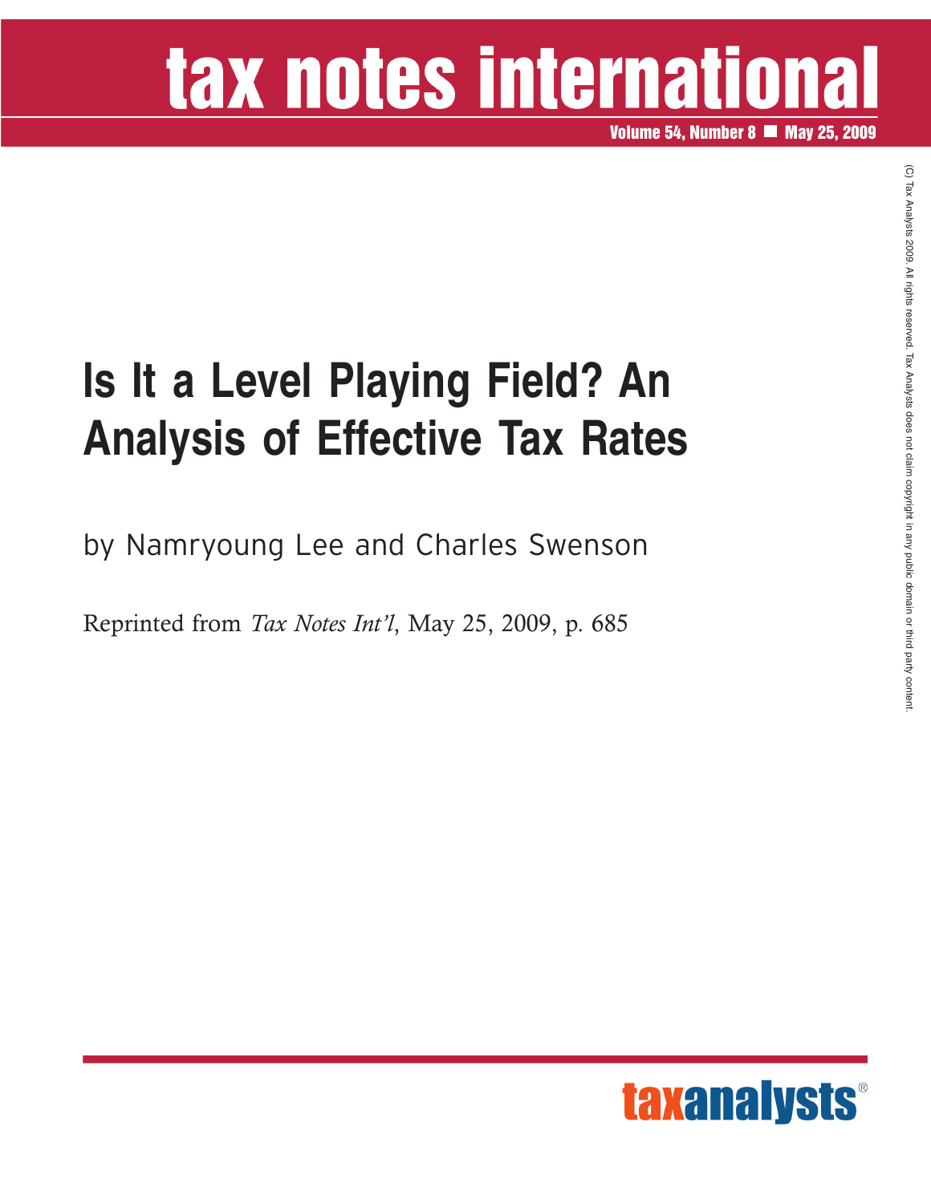# tax notes international

Volume 54, Number 8 ■ May 25, 2009

# Is It a Level Playing Field? An Analysis of Effective Tax Rates

by Namryoung Lee and Charles Swenson

Reprinted from *Tax Notes Int'l*, May 25, 2009, p. 685

(C) Tax Analysts 2009. All rights reserved. Tax Analysts does not claim copyright in any public domain or third party content.

taxanalysts®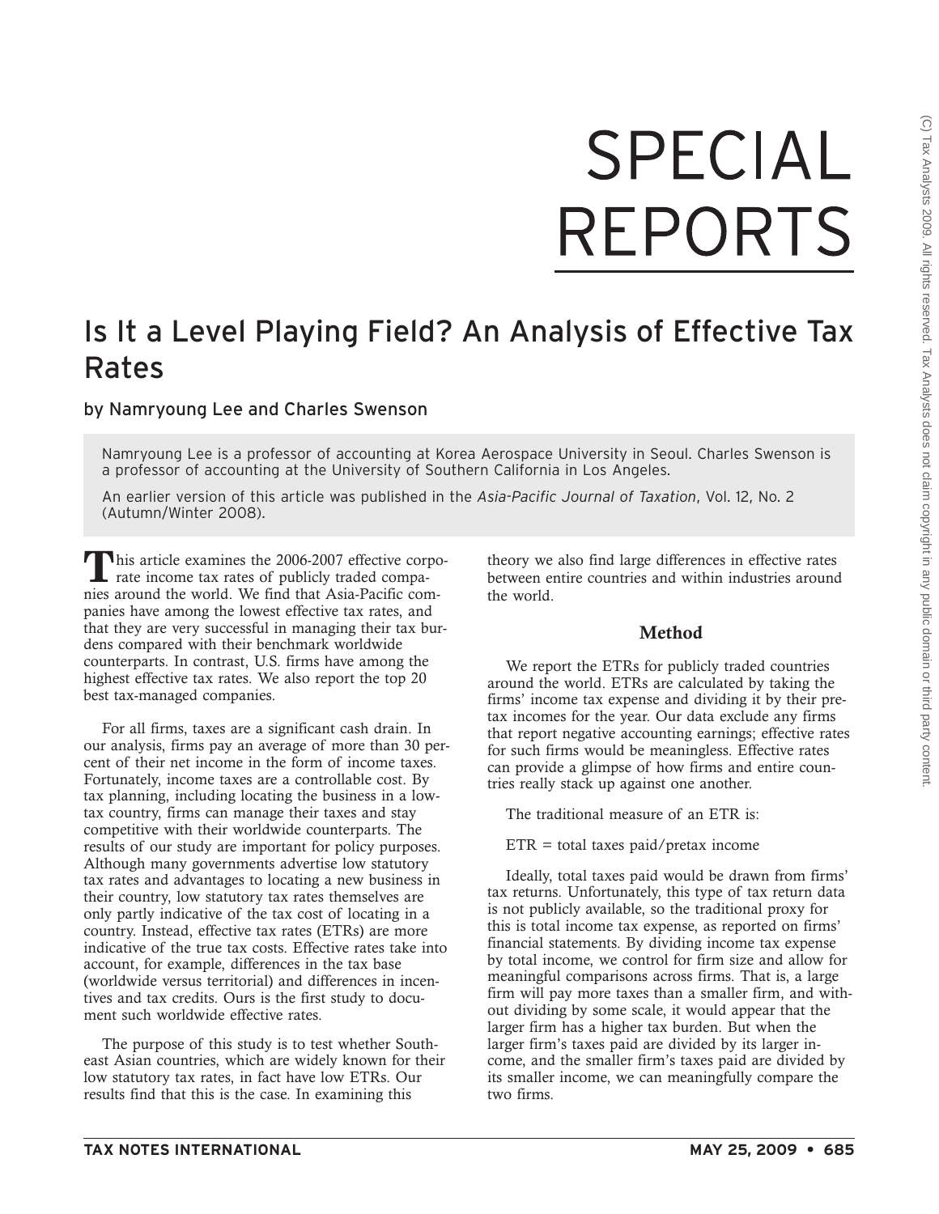# SPECIAL REPORTS

## Is It a Level Playing Field? An Analysis of Effective Tax Rates

### by Namryoung Lee and Charles Swenson

Namryoung Lee is a professor of accounting at Korea Aerospace University in Seoul. Charles Swenson is a professor of accounting at the University of Southern California in Los Angeles.

An earlier version of this article was published in the *Asia-Pacific Journal of Taxation*, Vol. 12, No. 2 (Autumn/Winter 2008).

This article examines the 2006-2007 effective corporate income tax rates of publicly traded companies around the world. We find that Asia-Pacific companies have among the lowest effective tax rates, and that they are very successful in managing their tax burdens compared with their benchmark worldwide counterparts. In contrast, U.S. firms have among the highest effective tax rates. We also report the top 20 best tax-managed companies.

For all firms, taxes are a significant cash drain. In our analysis, firms pay an average of more than 30 percent of their net income in the form of income taxes. Fortunately, income taxes are a controllable cost. By tax planning, including locating the business in a low-tax country, firms can manage their taxes and stay competitive with their worldwide counterparts. The results of our study are important for policy purposes. Although many governments advertise low statutory tax rates and advantages to locating a new business in their country, low statutory tax rates themselves are only partly indicative of the tax cost of locating in a country. Instead, effective tax rates (ETRs) are more indicative of the true tax costs. Effective rates take into account, for example, differences in the tax base (worldwide versus territorial) and differences in incentives and tax credits. Ours is the first study to document such worldwide effective rates.

The purpose of this study is to test whether Southeast Asian countries, which are widely known for their low statutory tax rates, in fact have low ETRs. Our results find that this is the case. In examining this theory we also find large differences in effective rates between entire countries and within industries around the world.

## Method

We report the ETRs for publicly traded countries around the world. ETRs are calculated by taking the firms' income tax expense and dividing it by their pretax incomes for the year. Our data exclude any firms that report negative accounting earnings; effective rates for such firms would be meaningless. Effective rates can provide a glimpse of how firms and entire countries really stack up against one another.

The traditional measure of an ETR is:

ETR = total taxes paid/pretax income

Ideally, total taxes paid would be drawn from firms' tax returns. Unfortunately, this type of tax return data is not publicly available, so the traditional proxy for this is total income tax expense, as reported on firms' financial statements. By dividing income tax expense by total income, we control for firm size and allow for meaningful comparisons across firms. That is, a large firm will pay more taxes than a smaller firm, and without dividing by some scale, it would appear that the larger firm has a higher tax burden. But when the larger firm's taxes paid are divided by its larger income, and the smaller firm's taxes paid are divided by its smaller income, we can meaningfully compare the two firms.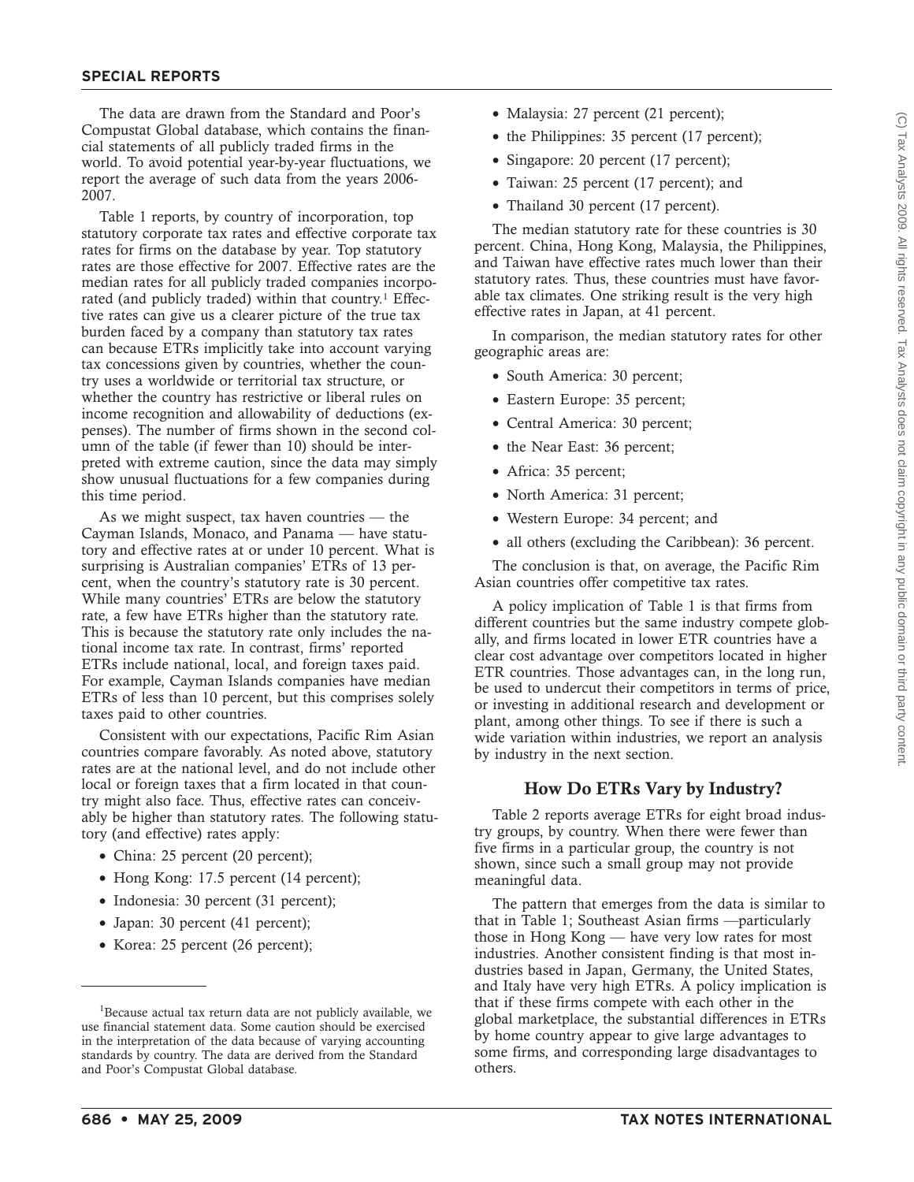The data are drawn from the Standard and Poor's Compustat Global database, which contains the financial statements of all publicly traded firms in the world. To avoid potential year-by-year fluctuations, we report the average of such data from the years 2006-2007.

Table 1 reports, by country of incorporation, top statutory corporate tax rates and effective corporate tax rates for firms on the database by year. Top statutory rates are those effective for 2007. Effective rates are the median rates for all publicly traded companies incorporated (and publicly traded) within that country.[1] Effective rates can give us a clearer picture of the true tax burden faced by a company than statutory tax rates can because ETRs implicitly take into account varying tax concessions given by countries, whether the country uses a worldwide or territorial tax structure, or whether the country has restrictive or liberal rules on income recognition and allowability of deductions (expenses). The number of firms shown in the second column of the table (if fewer than 10) should be interpreted with extreme caution, since the data may simply show unusual fluctuations for a few companies during this time period.

As we might suspect, tax haven countries — the Cayman Islands, Monaco, and Panama — have statutory and effective rates at or under 10 percent. What is surprising is Australian companies' ETRs of 13 percent, when the country's statutory rate is 30 percent. While many countries' ETRs are below the statutory rate, a few have ETRs higher than the statutory rate. This is because the statutory rate only includes the national income tax rate. In contrast, firms' reported ETRs include national, local, and foreign taxes paid. For example, Cayman Islands companies have median ETRs of less than 10 percent, but this comprises solely taxes paid to other countries.

Consistent with our expectations, Pacific Rim Asian countries compare favorably. As noted above, statutory rates are at the national level, and do not include other local or foreign taxes that a firm located in that country might also face. Thus, effective rates can conceivably be higher than statutory rates. The following statutory (and effective) rates apply:

- China: 25 percent (20 percent);
- Hong Kong: 17.5 percent (14 percent);
- Indonesia: 30 percent (31 percent);
- Japan: 30 percent (41 percent);
- Korea: 25 percent (26 percent);
- Malaysia: 27 percent (21 percent);
- the Philippines: 35 percent (17 percent);
- Singapore: 20 percent (17 percent);
- Taiwan: 25 percent (17 percent); and
- Thailand 30 percent (17 percent).

The median statutory rate for these countries is 30 percent. China, Hong Kong, Malaysia, the Philippines, and Taiwan have effective rates much lower than their statutory rates. Thus, these countries must have favorable tax climates. One striking result is the very high effective rates in Japan, at 41 percent.

In comparison, the median statutory rates for other geographic areas are:

- South America: 30 percent;
- Eastern Europe: 35 percent;
- Central America: 30 percent;
- the Near East: 36 percent;
- Africa: 35 percent;
- North America: 31 percent;
- Western Europe: 34 percent; and
- all others (excluding the Caribbean): 36 percent.

The conclusion is that, on average, the Pacific Rim Asian countries offer competitive tax rates.

A policy implication of Table 1 is that firms from different countries but the same industry compete globally, and firms located in lower ETR countries have a clear cost advantage over competitors located in higher ETR countries. Those advantages can, in the long run, be used to undercut their competitors in terms of price, or investing in additional research and development or plant, among other things. To see if there is such a wide variation within industries, we report an analysis by industry in the next section.

## How Do ETRs Vary by Industry?

Table 2 reports average ETRs for eight broad industry groups, by country. When there were fewer than five firms in a particular group, the country is not shown, since such a small group may not provide meaningful data.

The pattern that emerges from the data is similar to that in Table 1; Southeast Asian firms —particularly those in Hong Kong — have very low rates for most industries. Another consistent finding is that most industries based in Japan, Germany, the United States, and Italy have very high ETRs. A policy implication is that if these firms compete with each other in the global marketplace, the substantial differences in ETRs by home country appear to give large advantages to some firms, and corresponding large disadvantages to others.

---

[1] Because actual tax return data are not publicly available, we use financial statement data. Some caution should be exercised in the interpretation of the data because of varying accounting standards by country. The data are derived from the Standard and Poor's Compustat Global database.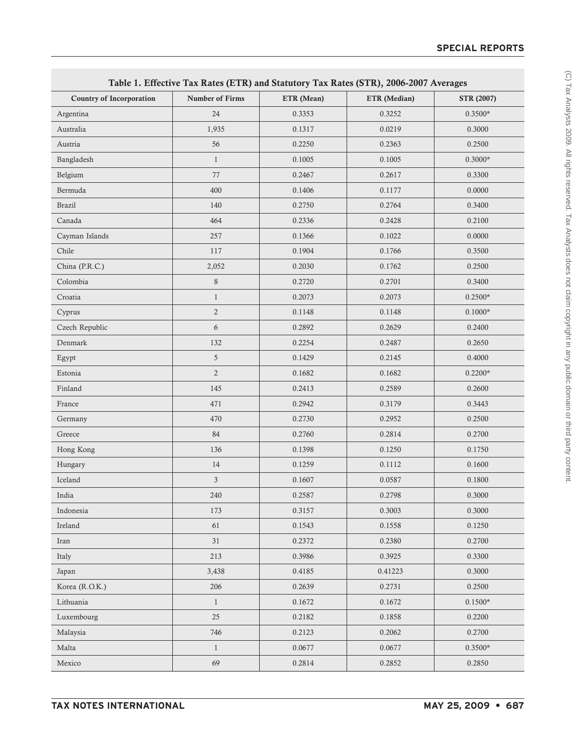| Table 1. Effective Tax Rates (ETR) and Statutory Tax Rates (STR), 2006-2007 Averages | | | | |
|---|---|---|---|---|
| Country of Incorporation | Number of Firms | ETR (Mean) | ETR (Median) | STR (2007) |
| Argentina | 24 | 0.3353 | 0.3252 | 0.3500* |
| Australia | 1,935 | 0.1317 | 0.0219 | 0.3000 |
| Austria | 56 | 0.2250 | 0.2363 | 0.2500 |
| Bangladesh | 1 | 0.1005 | 0.1005 | 0.3000* |
| Belgium | 77 | 0.2467 | 0.2617 | 0.3300 |
| Bermuda | 400 | 0.1406 | 0.1177 | 0.0000 |
| Brazil | 140 | 0.2750 | 0.2764 | 0.3400 |
| Canada | 464 | 0.2336 | 0.2428 | 0.2100 |
| Cayman Islands | 257 | 0.1366 | 0.1022 | 0.0000 |
| Chile | 117 | 0.1904 | 0.1766 | 0.3500 |
| China (P.R.C.) | 2,052 | 0.2030 | 0.1762 | 0.2500 |
| Colombia | 8 | 0.2720 | 0.2701 | 0.3400 |
| Croatia | 1 | 0.2073 | 0.2073 | 0.2500* |
| Cyprus | 2 | 0.1148 | 0.1148 | 0.1000* |
| Czech Republic | 6 | 0.2892 | 0.2629 | 0.2400 |
| Denmark | 132 | 0.2254 | 0.2487 | 0.2650 |
| Egypt | 5 | 0.1429 | 0.2145 | 0.4000 |
| Estonia | 2 | 0.1682 | 0.1682 | 0.2200* |
| Finland | 145 | 0.2413 | 0.2589 | 0.2600 |
| France | 471 | 0.2942 | 0.3179 | 0.3443 |
| Germany | 470 | 0.2730 | 0.2952 | 0.2500 |
| Greece | 84 | 0.2760 | 0.2814 | 0.2700 |
| Hong Kong | 136 | 0.1398 | 0.1250 | 0.1750 |
| Hungary | 14 | 0.1259 | 0.1112 | 0.1600 |
| Iceland | 3 | 0.1607 | 0.0587 | 0.1800 |
| India | 240 | 0.2587 | 0.2798 | 0.3000 |
| Indonesia | 173 | 0.3157 | 0.3003 | 0.3000 |
| Ireland | 61 | 0.1543 | 0.1558 | 0.1250 |
| Iran | 31 | 0.2372 | 0.2380 | 0.2700 |
| Italy | 213 | 0.3986 | 0.3925 | 0.3300 |
| Japan | 3,438 | 0.4185 | 0.41223 | 0.3000 |
| Korea (R.O.K.) | 206 | 0.2639 | 0.2731 | 0.2500 |
| Lithuania | 1 | 0.1672 | 0.1672 | 0.1500* |
| Luxembourg | 25 | 0.2182 | 0.1858 | 0.2200 |
| Malaysia | 746 | 0.2123 | 0.2062 | 0.2700 |
| Malta | 1 | 0.0677 | 0.0677 | 0.3500* |
| Mexico | 69 | 0.2814 | 0.2852 | 0.2850 |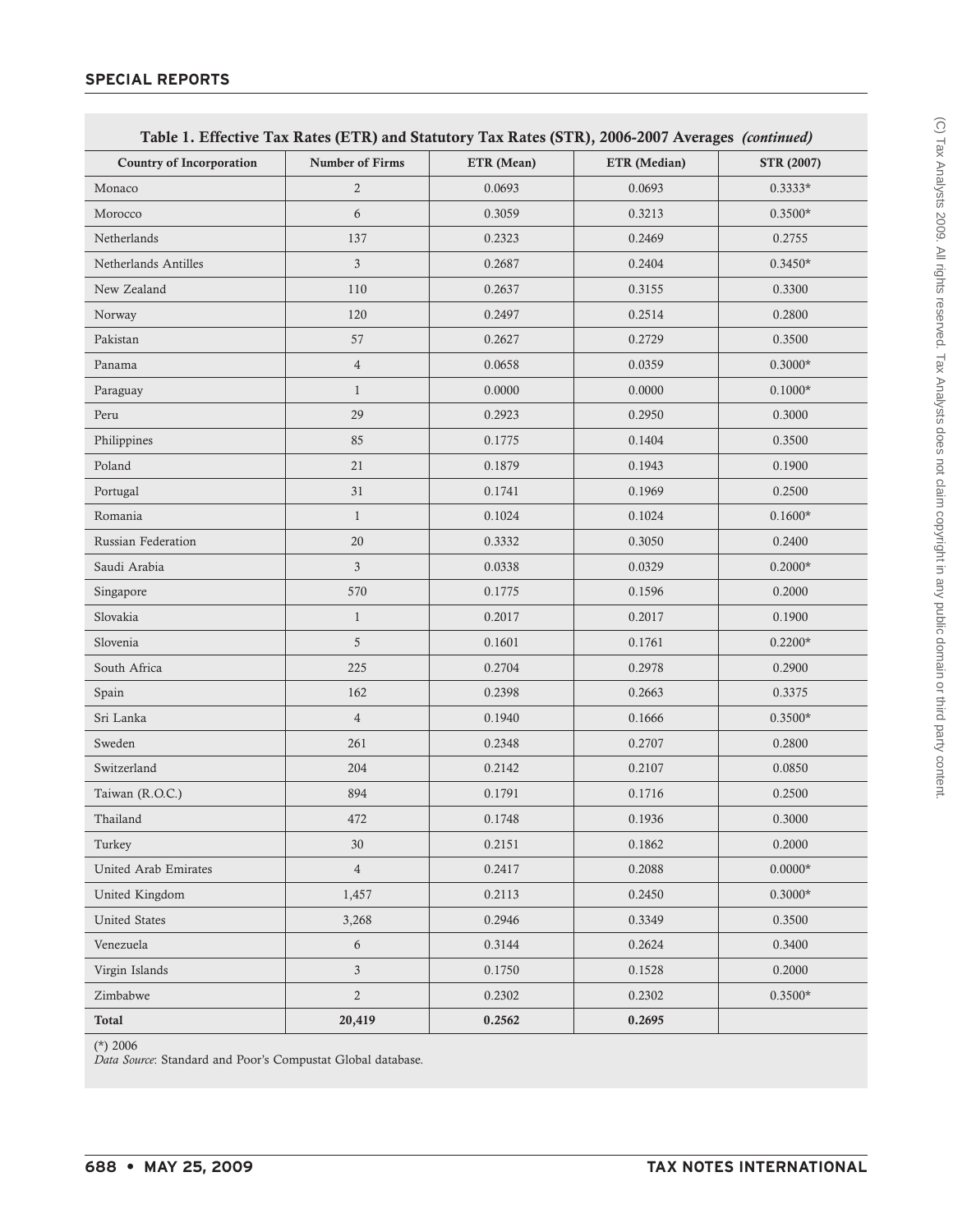**Table 1. Effective Tax Rates (ETR) and Statutory Tax Rates (STR), 2006-2007 Averages** *(continued)*

| Country of Incorporation | Number of Firms | ETR (Mean) | ETR (Median) | STR (2007) |
|---|---|---|---|---|
| Monaco | 2 | 0.0693 | 0.0693 | 0.3333* |
| Morocco | 6 | 0.3059 | 0.3213 | 0.3500* |
| Netherlands | 137 | 0.2323 | 0.2469 | 0.2755 |
| Netherlands Antilles | 3 | 0.2687 | 0.2404 | 0.3450* |
| New Zealand | 110 | 0.2637 | 0.3155 | 0.3300 |
| Norway | 120 | 0.2497 | 0.2514 | 0.2800 |
| Pakistan | 57 | 0.2627 | 0.2729 | 0.3500 |
| Panama | 4 | 0.0658 | 0.0359 | 0.3000* |
| Paraguay | 1 | 0.0000 | 0.0000 | 0.1000* |
| Peru | 29 | 0.2923 | 0.2950 | 0.3000 |
| Philippines | 85 | 0.1775 | 0.1404 | 0.3500 |
| Poland | 21 | 0.1879 | 0.1943 | 0.1900 |
| Portugal | 31 | 0.1741 | 0.1969 | 0.2500 |
| Romania | 1 | 0.1024 | 0.1024 | 0.1600* |
| Russian Federation | 20 | 0.3332 | 0.3050 | 0.2400 |
| Saudi Arabia | 3 | 0.0338 | 0.0329 | 0.2000* |
| Singapore | 570 | 0.1775 | 0.1596 | 0.2000 |
| Slovakia | 1 | 0.2017 | 0.2017 | 0.1900 |
| Slovenia | 5 | 0.1601 | 0.1761 | 0.2200* |
| South Africa | 225 | 0.2704 | 0.2978 | 0.2900 |
| Spain | 162 | 0.2398 | 0.2663 | 0.3375 |
| Sri Lanka | 4 | 0.1940 | 0.1666 | 0.3500* |
| Sweden | 261 | 0.2348 | 0.2707 | 0.2800 |
| Switzerland | 204 | 0.2142 | 0.2107 | 0.0850 |
| Taiwan (R.O.C.) | 894 | 0.1791 | 0.1716 | 0.2500 |
| Thailand | 472 | 0.1748 | 0.1936 | 0.3000 |
| Turkey | 30 | 0.2151 | 0.1862 | 0.2000 |
| United Arab Emirates | 4 | 0.2417 | 0.2088 | 0.0000* |
| United Kingdom | 1,457 | 0.2113 | 0.2450 | 0.3000* |
| United States | 3,268 | 0.2946 | 0.3349 | 0.3500 |
| Venezuela | 6 | 0.3144 | 0.2624 | 0.3400 |
| Virgin Islands | 3 | 0.1750 | 0.1528 | 0.2000 |
| Zimbabwe | 2 | 0.2302 | 0.2302 | 0.3500* |
| **Total** | **20,419** | **0.2562** | **0.2695** | |

(*) 2006

*Data Source*: Standard and Poor's Compustat Global database.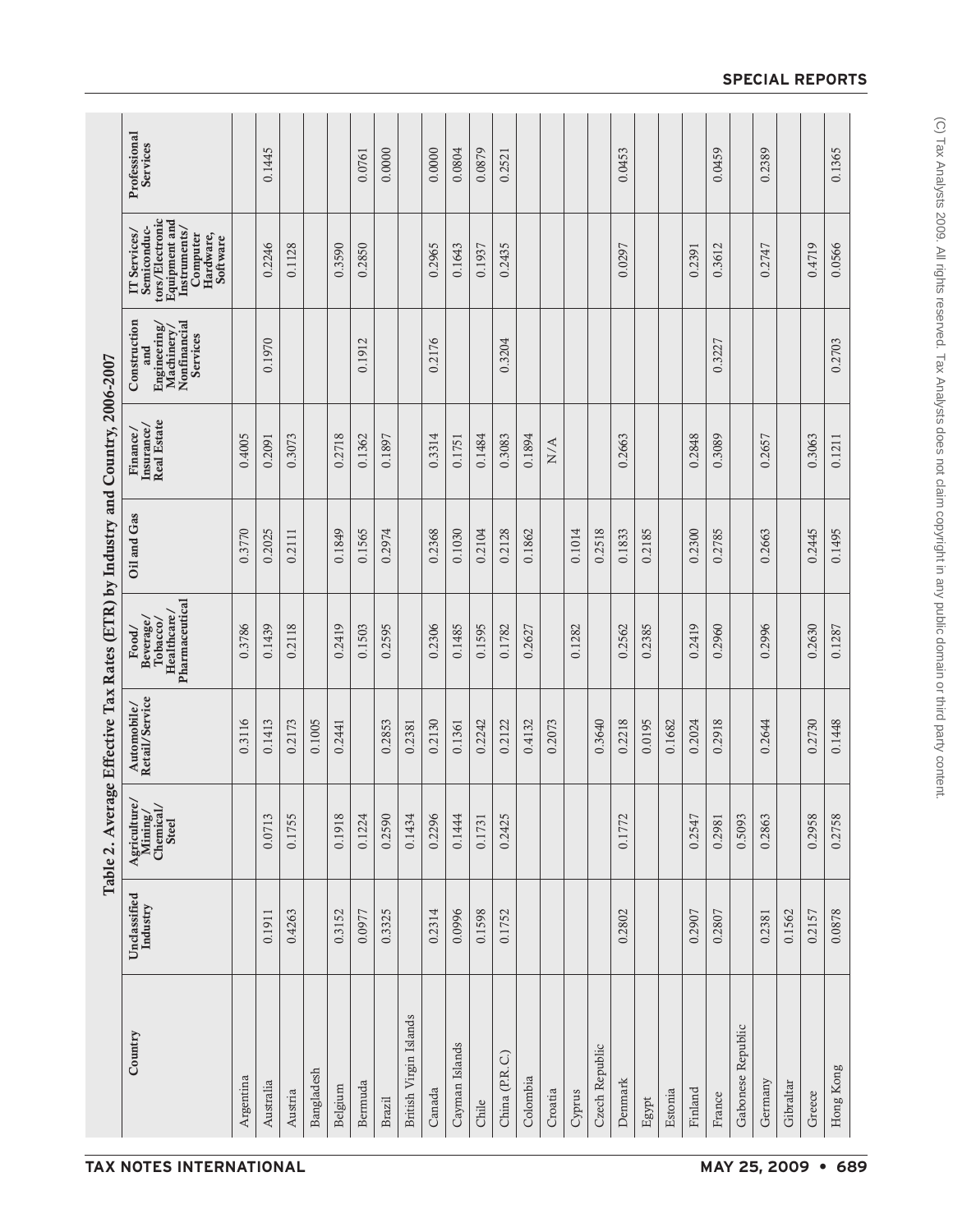## Table 2. Average Effective Tax Rates (ETR) by Industry and Country, 2006-2007

| Country | Unclassified Industry | Agriculture/ Mining/ Chemical/ Steel | Automobile/ Retail/Service | Food/ Beverage/ Tobacco/ Healthcare/ Pharmaceutical | Oil and Gas | Finance/ Insurance/ Real Estate | Construction and Engineering/ Machinery/ Nonfinancial Services | IT Services/ Semiconductors/Electronic Equipment and Instruments/ Computer Hardware, Software | Professional Services |
|---|---|---|---|---|---|---|---|---|---|
| Argentina | | | 0.3116 | 0.3786 | 0.3770 | 0.4005 | | | |
| Australia | 0.1911 | 0.0713 | 0.1413 | 0.1439 | 0.2025 | 0.2091 | 0.1970 | 0.2246 | 0.1445 |
| Austria | 0.4263 | 0.1755 | 0.2173 | 0.2118 | 0.2111 | 0.3073 | | 0.1128 | |
| Bangladesh | | | 0.1005 | | | | | | |
| Belgium | 0.3152 | 0.1918 | 0.2441 | 0.2419 | 0.1849 | 0.2718 | | 0.3590 | |
| Bermuda | 0.0977 | 0.1224 | | 0.1503 | 0.1565 | 0.1362 | 0.1912 | 0.2850 | 0.0761 |
| Brazil | 0.3325 | 0.2590 | 0.2853 | 0.2595 | 0.2974 | 0.1897 | | | 0.0000 |
| British Virgin Islands | | 0.1434 | 0.2381 | | | | | | |
| Canada | 0.2314 | 0.2296 | 0.2130 | 0.2306 | 0.2368 | 0.3314 | 0.2176 | 0.2965 | 0.0000 |
| Cayman Islands | 0.0996 | 0.1444 | 0.1361 | 0.1485 | 0.1030 | 0.1751 | | 0.1643 | 0.0804 |
| Chile | 0.1598 | 0.1731 | 0.2242 | 0.1595 | 0.2104 | 0.1484 | | 0.1937 | 0.0879 |
| China (P.R.C.) | 0.1752 | 0.2425 | 0.2122 | 0.1782 | 0.2128 | 0.3083 | 0.3204 | 0.2435 | 0.2521 |
| Colombia | | | 0.4132 | 0.2627 | 0.1862 | 0.1894 | | | |
| Croatia | | | 0.2073 | | | N/A | | | |
| Cyprus | | | | 0.1282 | 0.1014 | | | | |
| Czech Republic | | | 0.3640 | | 0.2518 | | | | |
| Denmark | 0.2802 | 0.1772 | 0.2218 | 0.2562 | 0.1833 | 0.2663 | | 0.0297 | 0.0453 |
| Egypt | | | 0.0195 | 0.2385 | 0.2185 | | | | |
| Estonia | | | 0.1682 | | | | | | |
| Finland | 0.2907 | 0.2547 | 0.2024 | 0.2419 | 0.2300 | 0.2848 | | 0.2391 | |
| France | 0.2807 | 0.2981 | 0.2918 | 0.2960 | 0.2785 | 0.3089 | 0.3227 | 0.3612 | 0.0459 |
| Gabonese Republic | | 0.5093 | | | | | | | |
| Germany | 0.2381 | 0.2863 | 0.2644 | 0.2996 | 0.2663 | 0.2657 | | 0.2747 | 0.2389 |
| Gibraltar | 0.1562 | | | | | | | | |
| Greece | 0.2157 | 0.2958 | 0.2730 | 0.2630 | 0.2445 | 0.3063 | | 0.4719 | |
| Hong Kong | 0.0878 | 0.2758 | 0.1448 | 0.1287 | 0.1495 | 0.1211 | 0.2703 | 0.0566 | 0.1365 |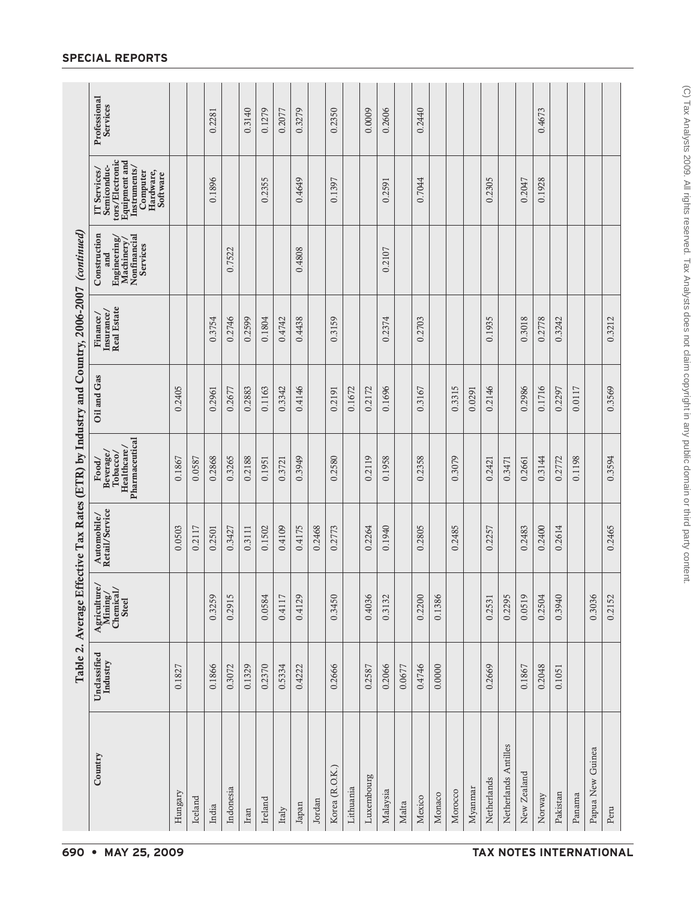**Table 2. Average Effective Tax Rates (ETR) by Industry and Country, 2006-2007** *(continued)*

| Country | Unclassified Industry | Agriculture/ Mining/ Chemical/ Steel | Automobile/ Retail/Service | Food/ Beverage/ Tobacco/ Healthcare/ Pharmaceutical | Oil and Gas | Finance/ Insurance/ Real Estate | Construction and Engineering/ Machinery/ Nonfinancial Services | IT Services/ Semiconductors/Electronic Equipment and Instruments/ Computer Hardware, Software | Professional Services |
|---|---|---|---|---|---|---|---|---|---|
| Hungary | 0.1827 | | 0.0503 | 0.1867 | 0.2405 | | | | |
| Iceland | | | 0.2117 | 0.0587 | | | | | |
| India | 0.1866 | 0.3259 | 0.2501 | 0.2868 | 0.2961 | 0.3754 | | 0.1896 | 0.2281 |
| Indonesia | 0.3072 | 0.2915 | 0.3427 | 0.3265 | 0.2677 | 0.2746 | 0.7522 | | |
| Iran | 0.1329 | | 0.3111 | 0.2188 | 0.2883 | 0.2599 | | | 0.3140 |
| Ireland | 0.2370 | 0.0584 | 0.1502 | 0.1951 | 0.1163 | 0.1804 | | 0.2355 | 0.1279 |
| Italy | 0.5334 | 0.4117 | 0.4109 | 0.3721 | 0.3342 | 0.4742 | | | 0.2077 |
| Japan | 0.4222 | 0.4129 | 0.4175 | 0.3949 | 0.4146 | 0.4438 | 0.4808 | 0.4649 | 0.3279 |
| Jordan | | | 0.2468 | | | | | | |
| Korea (R.O.K.) | 0.2666 | 0.3450 | 0.2773 | 0.2580 | 0.2191 | 0.3159 | | 0.1397 | 0.2350 |
| Lithuania | | | | | 0.1672 | | | | |
| Luxembourg | 0.2587 | 0.4036 | 0.2264 | 0.2119 | 0.2172 | | | | 0.0009 |
| Malaysia | 0.2066 | 0.3132 | 0.1940 | 0.1958 | 0.1696 | 0.2374 | 0.2107 | 0.2591 | 0.2606 |
| Malta | 0.0677 | | | | | | | | |
| Mexico | 0.4746 | 0.2200 | 0.2805 | 0.2358 | 0.3167 | 0.2703 | | 0.7044 | 0.2440 |
| Monaco | 0.0000 | 0.1386 | | | | | | | |
| Morocco | | | 0.2485 | 0.3079 | 0.3315 | | | | |
| Myanmar | | | | | 0.0291 | | | | |
| Netherlands | 0.2669 | 0.2531 | 0.2257 | 0.2421 | 0.2146 | 0.1935 | | 0.2305 | |
| Netherlands Antilles | | 0.2295 | | 0.3471 | | | | | |
| New Zealand | 0.1867 | 0.0519 | 0.2483 | 0.2661 | 0.2986 | 0.3018 | | 0.2047 | |
| Norway | 0.2048 | 0.2504 | 0.2400 | 0.3144 | 0.1716 | 0.2778 | | 0.1928 | 0.4673 |
| Pakistan | 0.1051 | 0.3940 | 0.2614 | 0.2772 | 0.2297 | 0.3242 | | | |
| Panama | | | | 0.1198 | 0.0117 | | | | |
| Papua New Guinea | | 0.3036 | | | | | | | |
| Peru | | 0.2152 | 0.2465 | 0.3594 | 0.3569 | 0.3212 | | | |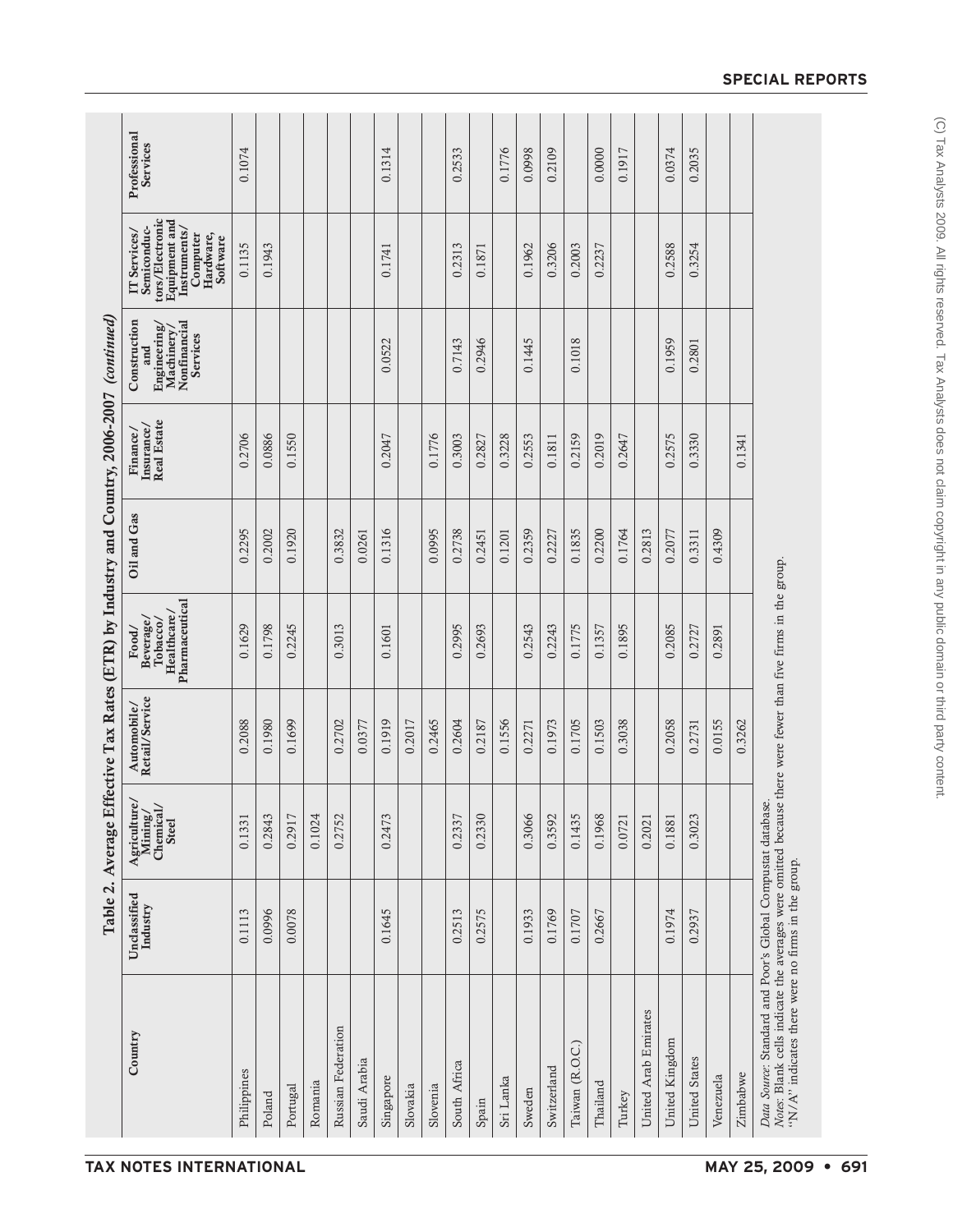**Table 2. Average Effective Tax Rates (ETR) by Industry and Country, 2006-2007** *(continued)*

| Country | Unclassified Industry | Agriculture/ Mining/ Chemical/ Steel | Automobile/ Retail/Service | Food/ Beverage/ Tobacco/ Healthcare/ Pharmaceutical | Oil and Gas | Finance/ Insurance/ Real Estate | Construction and Engineering/ Machinery/ Nonfinancial Services | IT Services/ Semiconductors/Electronic Equipment and Instruments/ Computer Hardware, Software | Professional Services |
|---|---|---|---|---|---|---|---|---|---|
| Philippines | 0.1113 | 0.1331 | 0.2088 | 0.1629 | 0.2295 | 0.2706 | | 0.1135 | 0.1074 |
| Poland | 0.0996 | 0.2843 | 0.1980 | 0.1798 | 0.2002 | 0.0886 | | 0.1943 | |
| Portugal | 0.0078 | 0.2917 | 0.1699 | 0.2245 | 0.1920 | 0.1550 | | | |
| Romania | | 0.1024 | | | | | | | |
| Russian Federation | | 0.2752 | 0.2702 | 0.3013 | 0.3832 | | | | |
| Saudi Arabia | | | 0.0377 | | 0.0261 | | | | |
| Singapore | 0.1645 | 0.2473 | 0.1919 | 0.1601 | 0.1316 | 0.2047 | 0.0522 | 0.1741 | 0.1314 |
| Slovakia | | | 0.2017 | | | | | | |
| Slovenia | | | 0.2465 | | 0.0995 | 0.1776 | | | |
| South Africa | 0.2513 | 0.2337 | 0.2604 | 0.2995 | 0.2738 | 0.3003 | 0.7143 | 0.2313 | 0.2533 |
| Spain | 0.2575 | 0.2330 | 0.2187 | 0.2693 | 0.2451 | 0.2827 | 0.2946 | 0.1871 | |
| Sri Lanka | | | 0.1556 | | 0.1201 | 0.3228 | | | 0.1776 |
| Sweden | 0.1933 | 0.3066 | 0.2271 | 0.2543 | 0.2359 | 0.2553 | 0.1445 | 0.1962 | 0.0998 |
| Switzerland | 0.1769 | 0.3592 | 0.1973 | 0.2243 | 0.2227 | 0.1811 | | 0.3206 | 0.2109 |
| Taiwan (R.O.C.) | 0.1707 | 0.1435 | 0.1705 | 0.1775 | 0.1835 | 0.2159 | 0.1018 | 0.2003 | |
| Thailand | 0.2667 | 0.1968 | 0.1503 | 0.1357 | 0.2200 | 0.2019 | | 0.2237 | 0.0000 |
| Turkey | | 0.0721 | 0.3038 | 0.1895 | 0.1764 | 0.2647 | | | 0.1917 |
| United Arab Emirates | | 0.2021 | | | 0.2813 | | | | |
| United Kingdom | 0.1974 | 0.1881 | 0.2058 | 0.2085 | 0.2077 | 0.2575 | 0.1959 | 0.2588 | 0.0374 |
| United States | 0.2937 | 0.3023 | 0.2731 | 0.2727 | 0.3311 | 0.3330 | 0.2801 | 0.3254 | 0.2035 |
| Venezuela | | | 0.0155 | 0.2891 | 0.4309 | | | | |
| Zimbabwe | | | 0.3262 | | | 0.1341 | | | |

*Data Source*: Standard and Poor's Global Compustat database.
*Notes*: Blank cells indicate the averages were omitted because there were fewer than five firms in the group.
"N/A" indicates there were no firms in the group.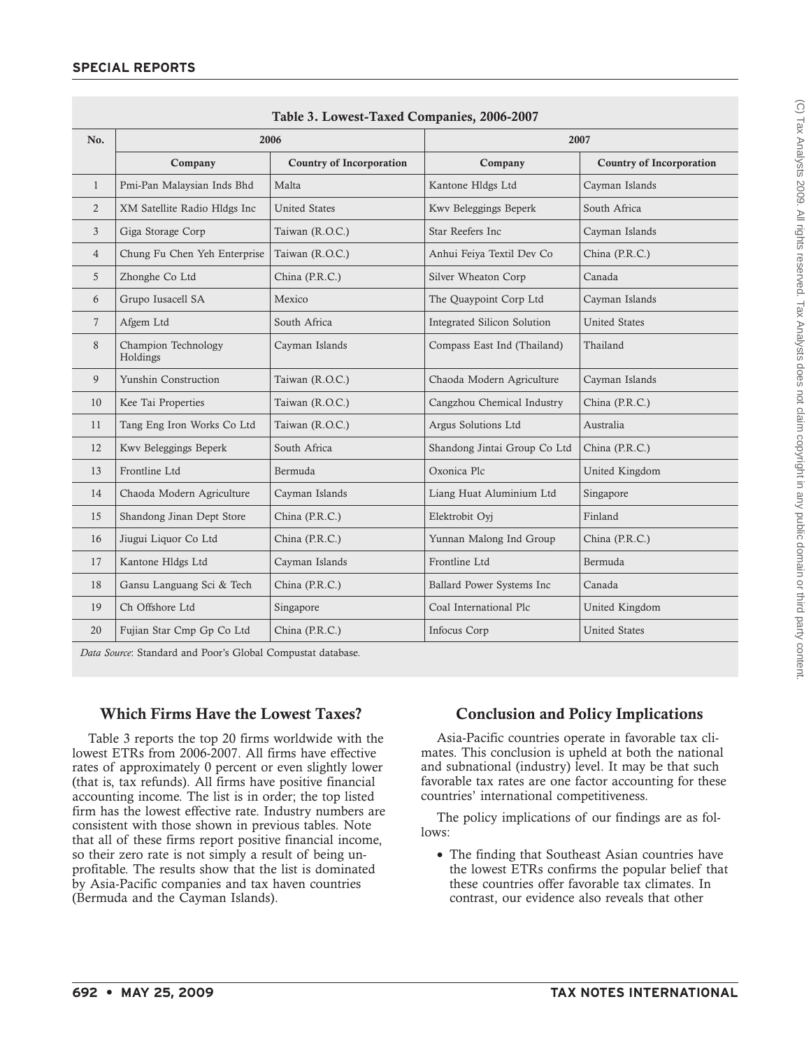**Table 3. Lowest-Taxed Companies, 2006-2007**

| No. | 2006 | | 2007 | |
|---|---|---|---|---|
| | Company | Country of Incorporation | Company | Country of Incorporation |
| 1 | Pmi-Pan Malaysian Inds Bhd | Malta | Kantone Hldgs Ltd | Cayman Islands |
| 2 | XM Satellite Radio Hldgs Inc | United States | Kwv Beleggings Beperk | South Africa |
| 3 | Giga Storage Corp | Taiwan (R.O.C.) | Star Reefers Inc | Cayman Islands |
| 4 | Chung Fu Chen Yeh Enterprise | Taiwan (R.O.C.) | Anhui Feiya Textil Dev Co | China (P.R.C.) |
| 5 | Zhonghe Co Ltd | China (P.R.C.) | Silver Wheaton Corp | Canada |
| 6 | Grupo Iusacell SA | Mexico | The Quaypoint Corp Ltd | Cayman Islands |
| 7 | Afgem Ltd | South Africa | Integrated Silicon Solution | United States |
| 8 | Champion Technology Holdings | Cayman Islands | Compass East Ind (Thailand) | Thailand |
| 9 | Yunshin Construction | Taiwan (R.O.C.) | Chaoda Modern Agriculture | Cayman Islands |
| 10 | Kee Tai Properties | Taiwan (R.O.C.) | Cangzhou Chemical Industry | China (P.R.C.) |
| 11 | Tang Eng Iron Works Co Ltd | Taiwan (R.O.C.) | Argus Solutions Ltd | Australia |
| 12 | Kwv Beleggings Beperk | South Africa | Shandong Jintai Group Co Ltd | China (P.R.C.) |
| 13 | Frontline Ltd | Bermuda | Oxonica Plc | United Kingdom |
| 14 | Chaoda Modern Agriculture | Cayman Islands | Liang Huat Aluminium Ltd | Singapore |
| 15 | Shandong Jinan Dept Store | China (P.R.C.) | Elektrobit Oyj | Finland |
| 16 | Jiugui Liquor Co Ltd | China (P.R.C.) | Yunnan Malong Ind Group | China (P.R.C.) |
| 17 | Kantone Hldgs Ltd | Cayman Islands | Frontline Ltd | Bermuda |
| 18 | Gansu Languang Sci & Tech | China (P.R.C.) | Ballard Power Systems Inc | Canada |
| 19 | Ch Offshore Ltd | Singapore | Coal International Plc | United Kingdom |
| 20 | Fujian Star Cmp Gp Co Ltd | China (P.R.C.) | Infocus Corp | United States |

*Data Source*: Standard and Poor's Global Compustat database.

## Which Firms Have the Lowest Taxes?

Table 3 reports the top 20 firms worldwide with the lowest ETRs from 2006-2007. All firms have effective rates of approximately 0 percent or even slightly lower (that is, tax refunds). All firms have positive financial accounting income. The list is in order; the top listed firm has the lowest effective rate. Industry numbers are consistent with those shown in previous tables. Note that all of these firms report positive financial income, so their zero rate is not simply a result of being unprofitable. The results show that the list is dominated by Asia-Pacific companies and tax haven countries (Bermuda and the Cayman Islands).

## Conclusion and Policy Implications

Asia-Pacific countries operate in favorable tax climates. This conclusion is upheld at both the national and subnational (industry) level. It may be that such favorable tax rates are one factor accounting for these countries' international competitiveness.

The policy implications of our findings are as follows:

- The finding that Southeast Asian countries have the lowest ETRs confirms the popular belief that these countries offer favorable tax climates. In contrast, our evidence also reveals that other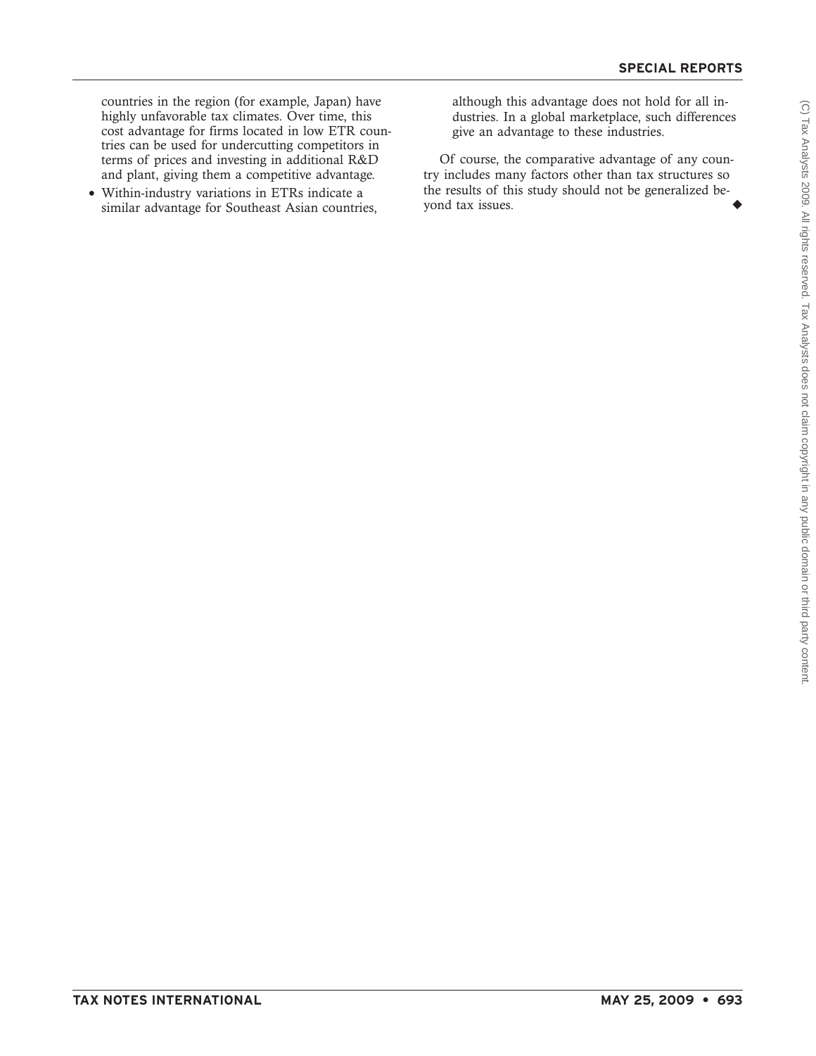countries in the region (for example, Japan) have highly unfavorable tax climates. Over time, this cost advantage for firms located in low ETR countries can be used for undercutting competitors in terms of prices and investing in additional R&D and plant, giving them a competitive advantage.

- Within-industry variations in ETRs indicate a similar advantage for Southeast Asian countries, although this advantage does not hold for all industries. In a global marketplace, such differences give an advantage to these industries.

Of course, the comparative advantage of any country includes many factors other than tax structures so the results of this study should not be generalized beyond tax issues. ◆